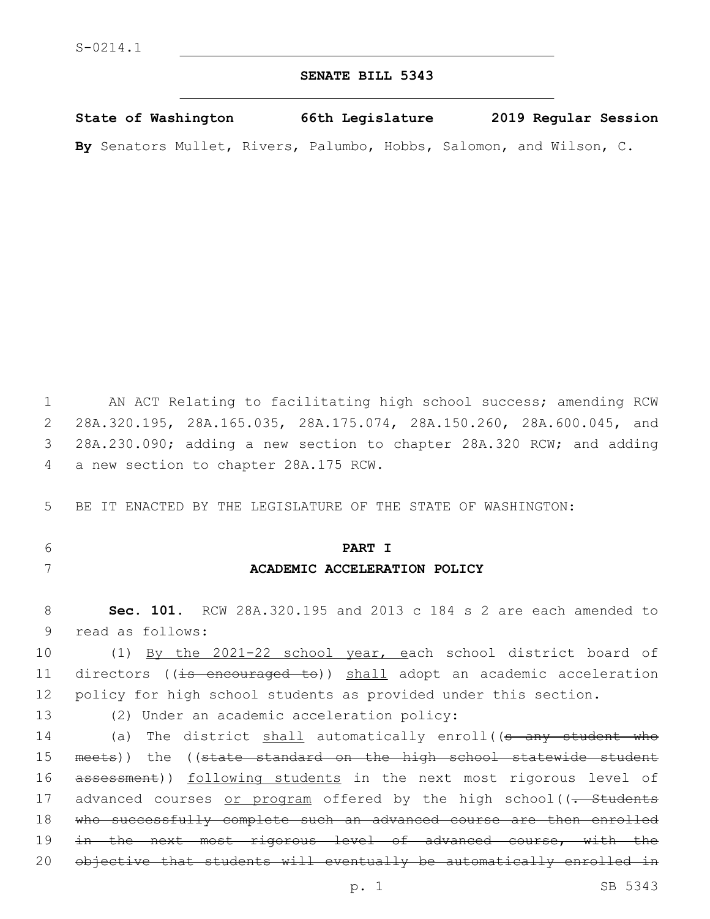S-0214.1

**SENATE BILL 5343**

**State of Washington 66th Legislature 2019 Regular Session**

**By** Senators Mullet, Rivers, Palumbo, Hobbs, Salomon, and Wilson, C.

AN ACT Relating to facilitating high school success; amending RCW 28A.320.195, 28A.165.035, 28A.175.074, 28A.150.260, 28A.600.045, and 28A.230.090; adding a new section to chapter 28A.320 RCW; and adding a new section to chapter 28A.175 RCW.

BE IT ENACTED BY THE LEGISLATURE OF THE STATE OF WASHINGTON:

**PART I**

**ACADEMIC ACCELERATION POLICY**

**Sec. 101.** RCW 28A.320.195 and 2013 c 184 s 2 are each amended to read as follows:

(1) <u>By the 2021-22 school year, e</u>ach school district board of directors ((~~is encouraged to~~)) <u>shall</u> adopt an academic acceleration policy for high school students as provided under this section.

(2) Under an academic acceleration policy:

(a) The district <u>shall</u> automatically enroll((~~s any student who meets~~)) the ((~~state standard on the high school statewide student assessment~~)) <u>following students</u> in the next most rigorous level of advanced courses <u>or program</u> offered by the high school((~~. Students who successfully complete such an advanced course are then enrolled in the next most rigorous level of advanced course, with the objective that students will eventually be automatically enrolled in~~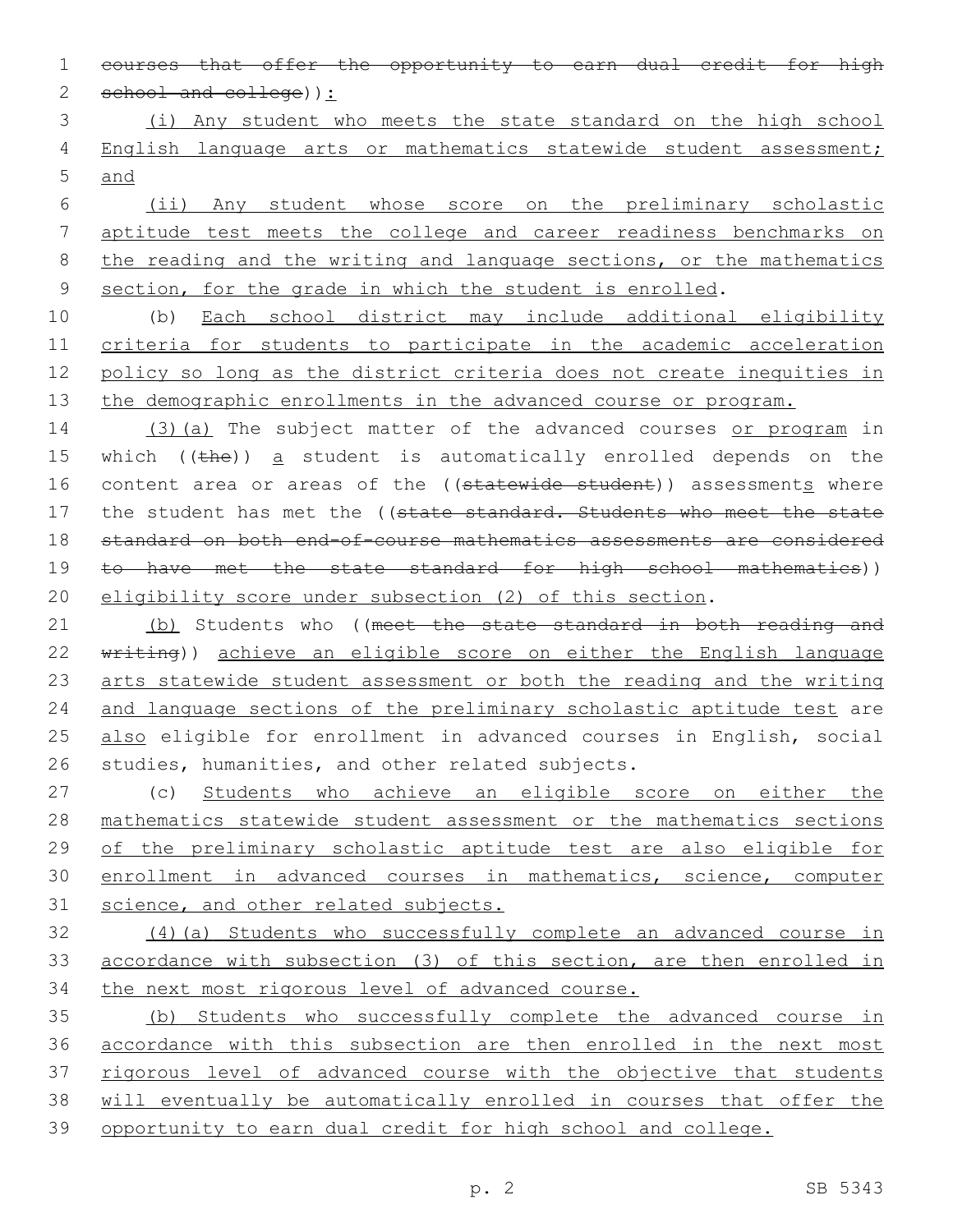~~courses that offer the opportunity to earn dual credit for high school and college~~)):

(i) Any student who meets the state standard on the high school English language arts or mathematics statewide student assessment; and

(ii) Any student whose score on the preliminary scholastic aptitude test meets the college and career readiness benchmarks on the reading and the writing and language sections, or the mathematics section, for the grade in which the student is enrolled.

(b) Each school district may include additional eligibility criteria for students to participate in the academic acceleration policy so long as the district criteria does not create inequities in the demographic enrollments in the advanced course or program.

(3)(a) The subject matter of the advanced courses or program in which ((~~the~~)) a student is automatically enrolled depends on the content area or areas of the ((~~statewide student~~)) assessments where the student has met the ((~~state standard. Students who meet the state standard on both end-of-course mathematics assessments are considered to have met the state standard for high school mathematics~~)) eligibility score under subsection (2) of this section.

(b) Students who ((~~meet the state standard in both reading and writing~~)) achieve an eligible score on either the English language arts statewide student assessment or both the reading and the writing and language sections of the preliminary scholastic aptitude test are also eligible for enrollment in advanced courses in English, social studies, humanities, and other related subjects.

(c) Students who achieve an eligible score on either the mathematics statewide student assessment or the mathematics sections of the preliminary scholastic aptitude test are also eligible for enrollment in advanced courses in mathematics, science, computer science, and other related subjects.

(4)(a) Students who successfully complete an advanced course in accordance with subsection (3) of this section, are then enrolled in the next most rigorous level of advanced course.

(b) Students who successfully complete the advanced course in accordance with this subsection are then enrolled in the next most rigorous level of advanced course with the objective that students will eventually be automatically enrolled in courses that offer the opportunity to earn dual credit for high school and college.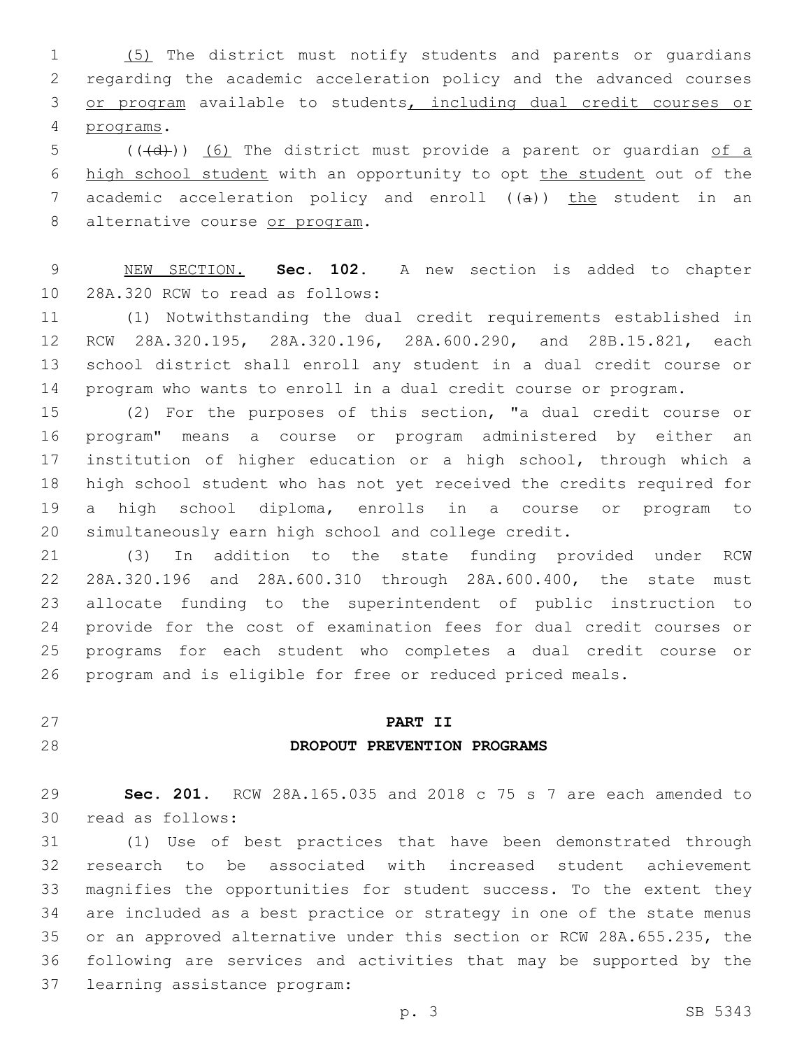(5) The district must notify students and parents or guardians regarding the academic acceleration policy and the advanced courses or program available to students, including dual credit courses or programs.

((~~(d)~~)) (6) The district must provide a parent or guardian of a high school student with an opportunity to opt the student out of the academic acceleration policy and enroll ((~~a~~)) the student in an alternative course or program.

NEW SECTION. **Sec. 102.** A new section is added to chapter 28A.320 RCW to read as follows:

(1) Notwithstanding the dual credit requirements established in RCW 28A.320.195, 28A.320.196, 28A.600.290, and 28B.15.821, each school district shall enroll any student in a dual credit course or program who wants to enroll in a dual credit course or program.

(2) For the purposes of this section, "a dual credit course or program" means a course or program administered by either an institution of higher education or a high school, through which a high school student who has not yet received the credits required for a high school diploma, enrolls in a course or program to simultaneously earn high school and college credit.

(3) In addition to the state funding provided under RCW 28A.320.196 and 28A.600.310 through 28A.600.400, the state must allocate funding to the superintendent of public instruction to provide for the cost of examination fees for dual credit courses or programs for each student who completes a dual credit course or program and is eligible for free or reduced priced meals.

## PART II
## DROPOUT PREVENTION PROGRAMS

**Sec. 201.** RCW 28A.165.035 and 2018 c 75 s 7 are each amended to read as follows:

(1) Use of best practices that have been demonstrated through research to be associated with increased student achievement magnifies the opportunities for student success. To the extent they are included as a best practice or strategy in one of the state menus or an approved alternative under this section or RCW 28A.655.235, the following are services and activities that may be supported by the learning assistance program: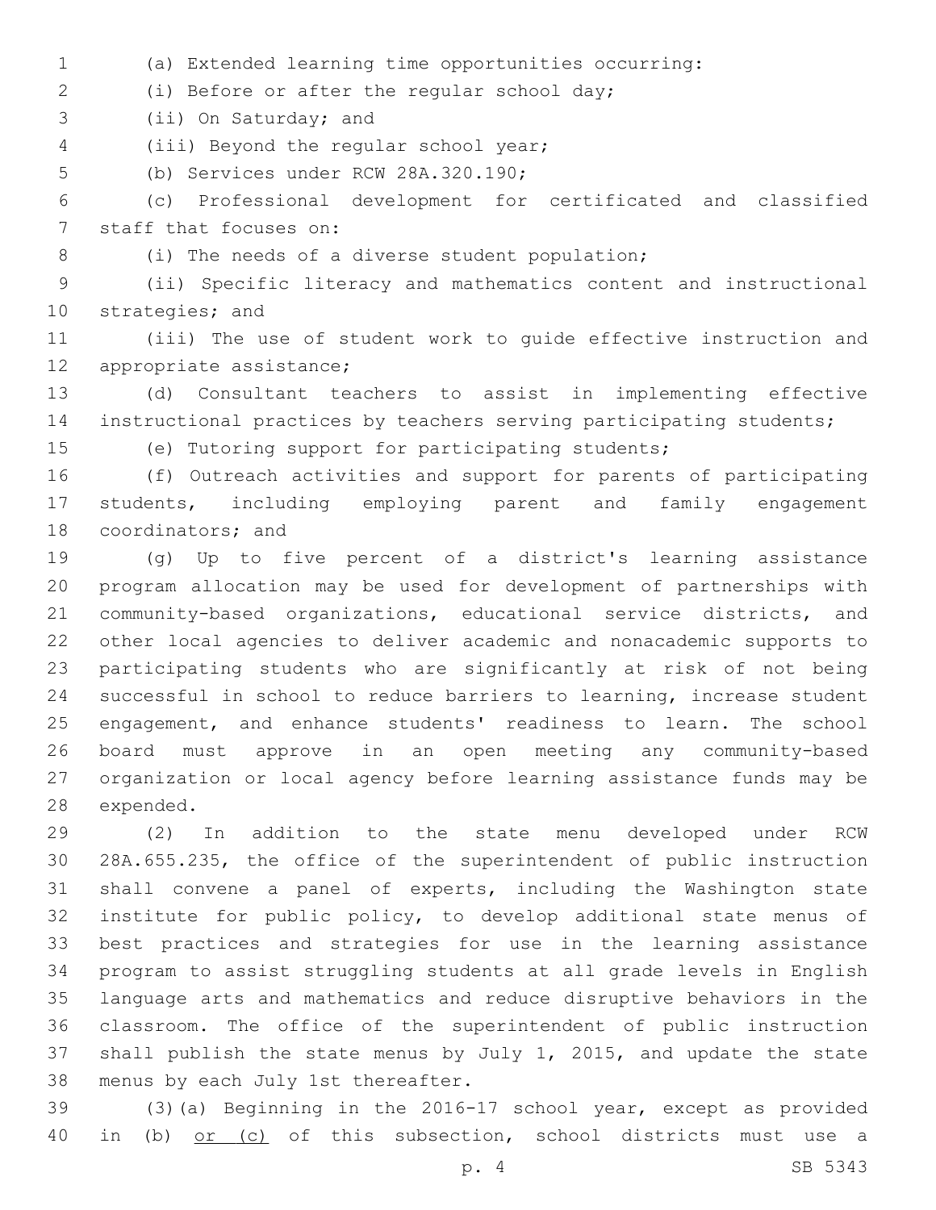(a) Extended learning time opportunities occurring:

(i) Before or after the regular school day;

(ii) On Saturday; and

(iii) Beyond the regular school year;

(b) Services under RCW 28A.320.190;

(c) Professional development for certificated and classified staff that focuses on:

(i) The needs of a diverse student population;

(ii) Specific literacy and mathematics content and instructional strategies; and

(iii) The use of student work to guide effective instruction and appropriate assistance;

(d) Consultant teachers to assist in implementing effective instructional practices by teachers serving participating students;

(e) Tutoring support for participating students;

(f) Outreach activities and support for parents of participating students, including employing parent and family engagement coordinators; and

(g) Up to five percent of a district's learning assistance program allocation may be used for development of partnerships with community-based organizations, educational service districts, and other local agencies to deliver academic and nonacademic supports to participating students who are significantly at risk of not being successful in school to reduce barriers to learning, increase student engagement, and enhance students' readiness to learn. The school board must approve in an open meeting any community-based organization or local agency before learning assistance funds may be expended.

(2) In addition to the state menu developed under RCW 28A.655.235, the office of the superintendent of public instruction shall convene a panel of experts, including the Washington state institute for public policy, to develop additional state menus of best practices and strategies for use in the learning assistance program to assist struggling students at all grade levels in English language arts and mathematics and reduce disruptive behaviors in the classroom. The office of the superintendent of public instruction shall publish the state menus by July 1, 2015, and update the state menus by each July 1st thereafter.

(3)(a) Beginning in the 2016-17 school year, except as provided in (b) <u>or (c)</u> of this subsection, school districts must use a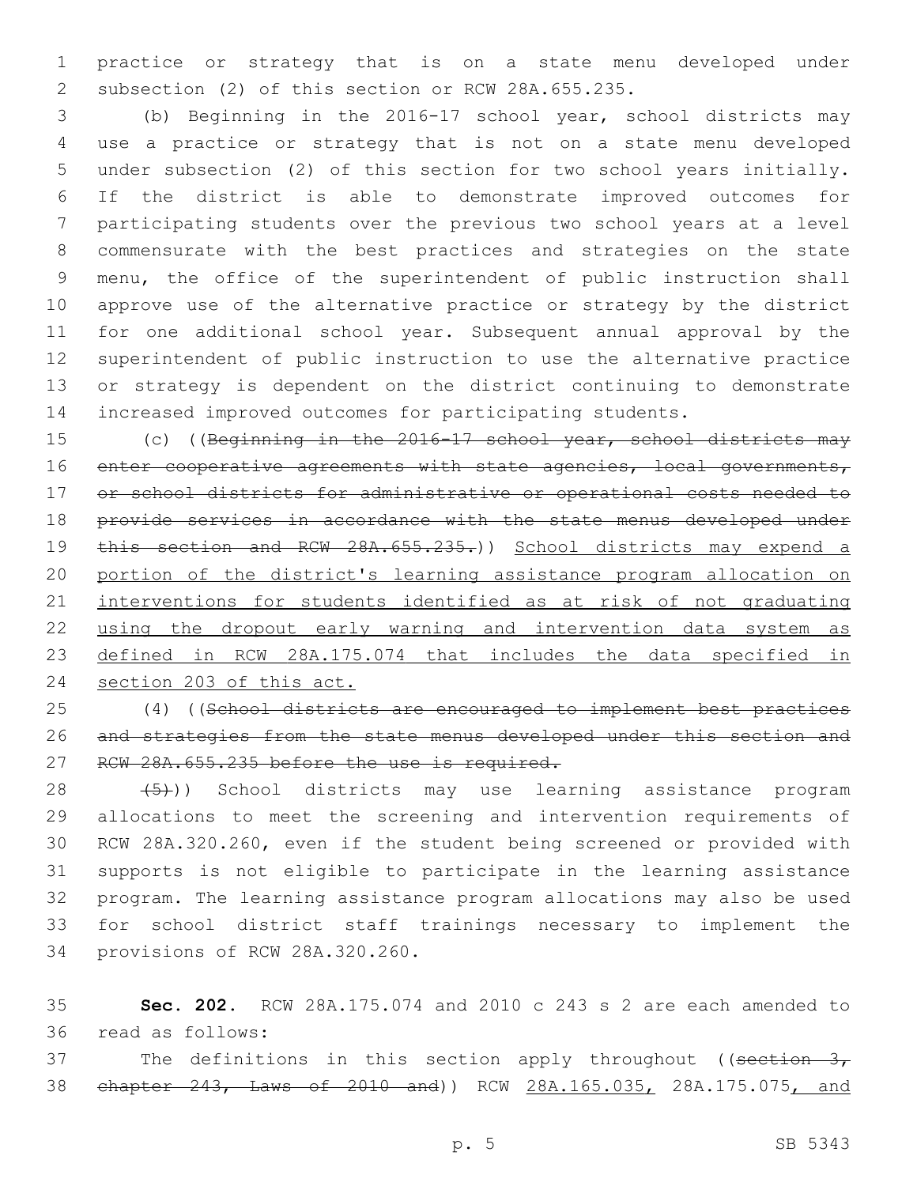practice or strategy that is on a state menu developed under subsection (2) of this section or RCW 28A.655.235.

(b) Beginning in the 2016-17 school year, school districts may use a practice or strategy that is not on a state menu developed under subsection (2) of this section for two school years initially. If the district is able to demonstrate improved outcomes for participating students over the previous two school years at a level commensurate with the best practices and strategies on the state menu, the office of the superintendent of public instruction shall approve use of the alternative practice or strategy by the district for one additional school year. Subsequent annual approval by the superintendent of public instruction to use the alternative practice or strategy is dependent on the district continuing to demonstrate increased improved outcomes for participating students.

(c) ((~~Beginning in the 2016-17 school year, school districts may enter cooperative agreements with state agencies, local governments, or school districts for administrative or operational costs needed to provide services in accordance with the state menus developed under this section and RCW 28A.655.235.~~)) <u>School districts may expend a portion of the district's learning assistance program allocation on interventions for students identified as at risk of not graduating using the dropout early warning and intervention data system as defined in RCW 28A.175.074 that includes the data specified in section 203 of this act.</u>

(4) ((~~School districts are encouraged to implement best practices and strategies from the state menus developed under this section and RCW 28A.655.235 before the use is required.~~

~~(5)~~)) School districts may use learning assistance program allocations to meet the screening and intervention requirements of RCW 28A.320.260, even if the student being screened or provided with supports is not eligible to participate in the learning assistance program. The learning assistance program allocations may also be used for school district staff trainings necessary to implement the provisions of RCW 28A.320.260.

**Sec. 202.** RCW 28A.175.074 and 2010 c 243 s 2 are each amended to read as follows:

The definitions in this section apply throughout ((~~section 3, chapter 243, Laws of 2010 and~~)) RCW <u>28A.165.035,</u> 28A.175.075<u>, and</u>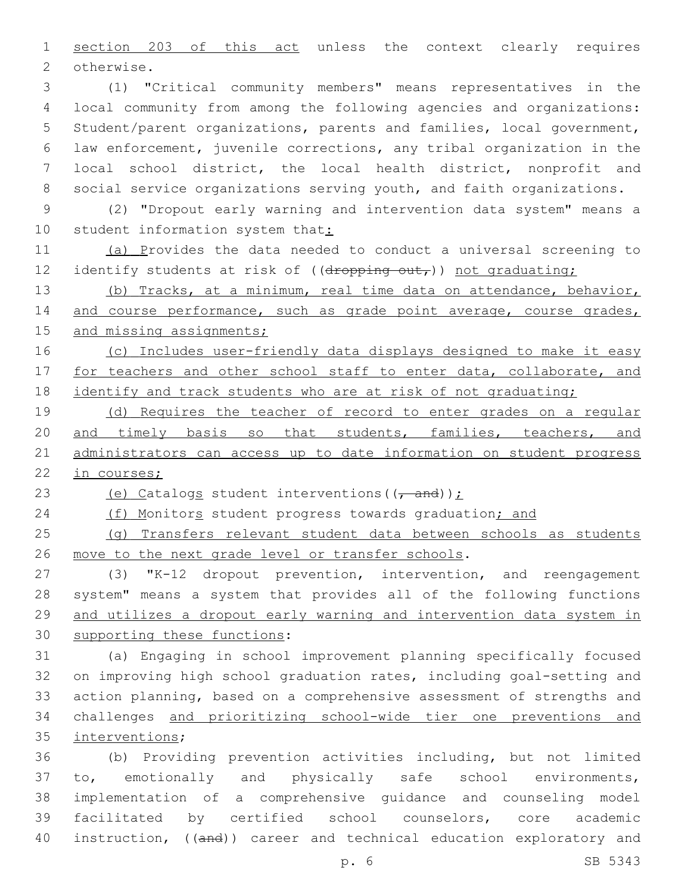section 203 of this act unless the context clearly requires otherwise.

(1) "Critical community members" means representatives in the local community from among the following agencies and organizations: Student/parent organizations, parents and families, local government, law enforcement, juvenile corrections, any tribal organization in the local school district, the local health district, nonprofit and social service organizations serving youth, and faith organizations.

(2) "Dropout early warning and intervention data system" means a student information system that:

(a) Provides the data needed to conduct a universal screening to identify students at risk of ((dropping out,)) not graduating;

(b) Tracks, at a minimum, real time data on attendance, behavior, and course performance, such as grade point average, course grades, and missing assignments;

(c) Includes user-friendly data displays designed to make it easy for teachers and other school staff to enter data, collaborate, and identify and track students who are at risk of not graduating;

(d) Requires the teacher of record to enter grades on a regular and timely basis so that students, families, teachers, and administrators can access up to date information on student progress in courses;

(e) Catalogs student interventions((, and));

(f) Monitors student progress towards graduation; and

(g) Transfers relevant student data between schools as students move to the next grade level or transfer schools.

(3) "K-12 dropout prevention, intervention, and reengagement system" means a system that provides all of the following functions and utilizes a dropout early warning and intervention data system in supporting these functions:

(a) Engaging in school improvement planning specifically focused on improving high school graduation rates, including goal-setting and action planning, based on a comprehensive assessment of strengths and challenges and prioritizing school-wide tier one preventions and interventions;

(b) Providing prevention activities including, but not limited to, emotionally and physically safe school environments, implementation of a comprehensive guidance and counseling model facilitated by certified school counselors, core academic instruction, ((and)) career and technical education exploratory and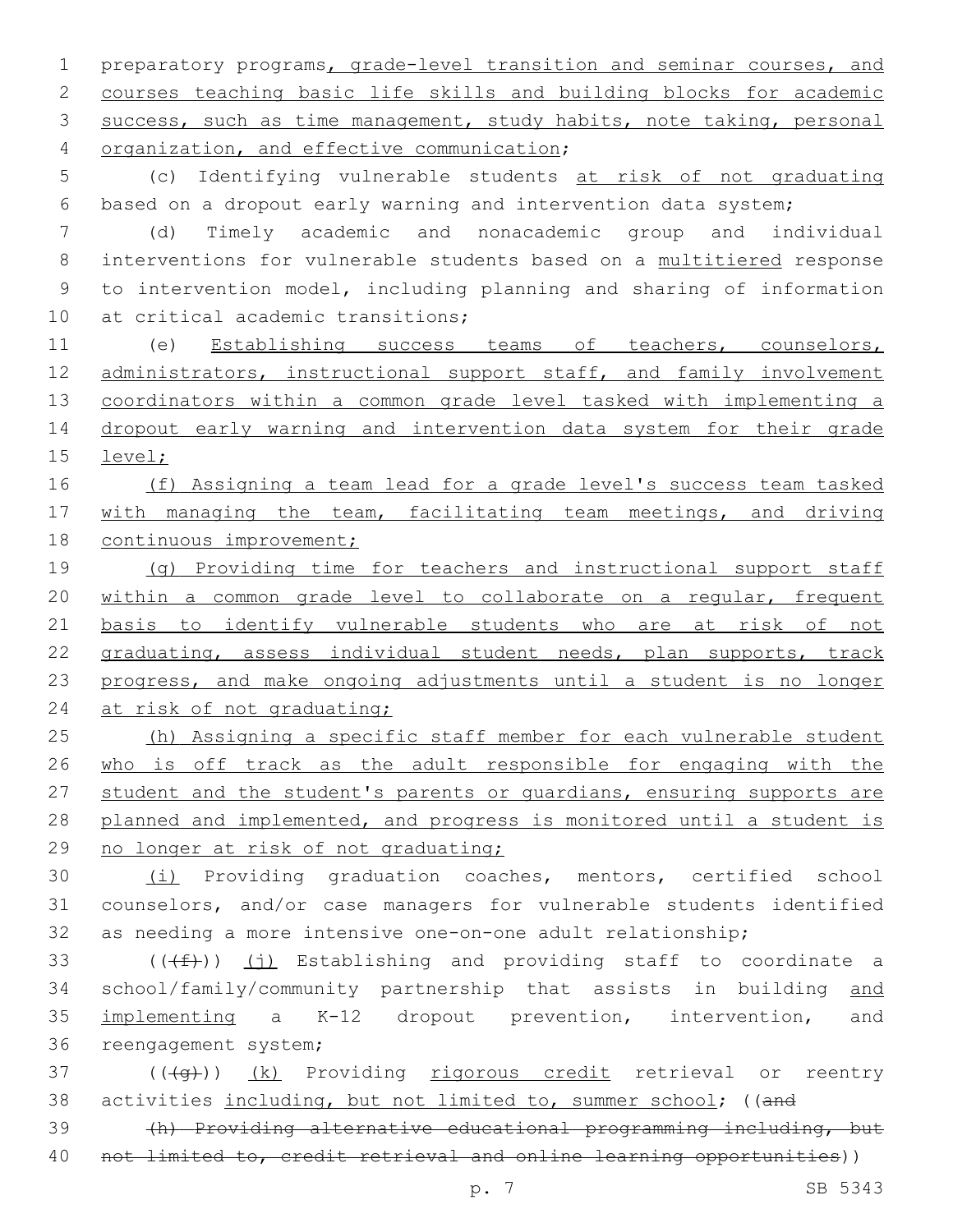preparatory programs, grade-level transition and seminar courses, and courses teaching basic life skills and building blocks for academic success, such as time management, study habits, note taking, personal organization, and effective communication;

(c) Identifying vulnerable students at risk of not graduating based on a dropout early warning and intervention data system;

(d) Timely academic and nonacademic group and individual interventions for vulnerable students based on a multitiered response to intervention model, including planning and sharing of information at critical academic transitions;

(e) Establishing success teams of teachers, counselors, administrators, instructional support staff, and family involvement coordinators within a common grade level tasked with implementing a dropout early warning and intervention data system for their grade level;

(f) Assigning a team lead for a grade level's success team tasked with managing the team, facilitating team meetings, and driving continuous improvement;

(g) Providing time for teachers and instructional support staff within a common grade level to collaborate on a regular, frequent basis to identify vulnerable students who are at risk of not graduating, assess individual student needs, plan supports, track progress, and make ongoing adjustments until a student is no longer at risk of not graduating;

(h) Assigning a specific staff member for each vulnerable student who is off track as the adult responsible for engaging with the student and the student's parents or guardians, ensuring supports are planned and implemented, and progress is monitored until a student is no longer at risk of not graduating;

(i) Providing graduation coaches, mentors, certified school counselors, and/or case managers for vulnerable students identified as needing a more intensive one-on-one adult relationship;

(((f))) (j) Establishing and providing staff to coordinate a school/family/community partnership that assists in building and implementing a K-12 dropout prevention, intervention, and reengagement system;

(((g))) (k) Providing rigorous credit retrieval or reentry activities including, but not limited to, summer school; ((and

(h) Providing alternative educational programming including, but not limited to, credit retrieval and online learning opportunities))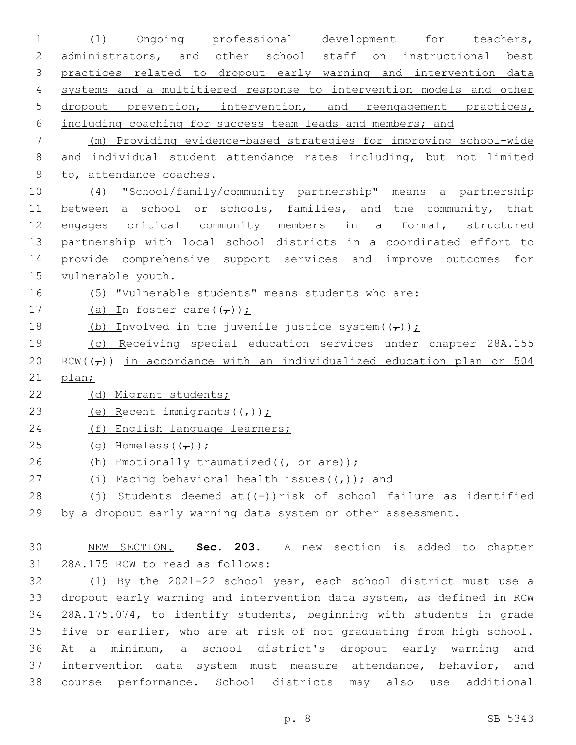(l) Ongoing professional development for teachers, administrators, and other school staff on instructional best practices related to dropout early warning and intervention data systems and a multitiered response to intervention models and other dropout prevention, intervention, and reengagement practices, including coaching for success team leads and members; and

(m) Providing evidence-based strategies for improving school-wide and individual student attendance rates including, but not limited to, attendance coaches.

(4) "School/family/community partnership" means a partnership between a school or schools, families, and the community, that engages critical community members in a formal, structured partnership with local school districts in a coordinated effort to provide comprehensive support services and improve outcomes for vulnerable youth.

(5) "Vulnerable students" means students who are:

(a) In foster care((,));

(b) Involved in the juvenile justice system((,));

(c) Receiving special education services under chapter 28A.155 RCW((,)) in accordance with an individualized education plan or 504 plan;

(d) Migrant students;

(e) Recent immigrants((,));

(f) English language learners;

(g) Homeless((,));

(h) Emotionally traumatized((, or are));

(i) Facing behavioral health issues((,)); and

(j) Students deemed at((-))risk of school failure as identified by a dropout early warning data system or other assessment.

NEW SECTION. **Sec. 203.** A new section is added to chapter 28A.175 RCW to read as follows:

(1) By the 2021-22 school year, each school district must use a dropout early warning and intervention data system, as defined in RCW 28A.175.074, to identify students, beginning with students in grade five or earlier, who are at risk of not graduating from high school. At a minimum, a school district's dropout early warning and intervention data system must measure attendance, behavior, and course performance. School districts may also use additional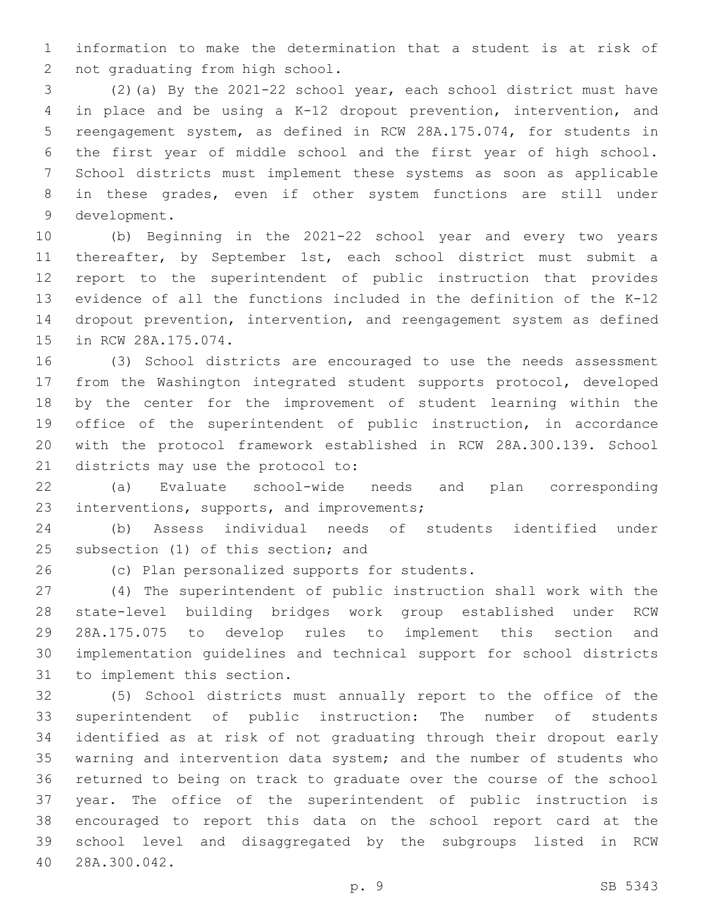information to make the determination that a student is at risk of not graduating from high school.

(2)(a) By the 2021-22 school year, each school district must have in place and be using a K-12 dropout prevention, intervention, and reengagement system, as defined in RCW 28A.175.074, for students in the first year of middle school and the first year of high school. School districts must implement these systems as soon as applicable in these grades, even if other system functions are still under development.

(b) Beginning in the 2021-22 school year and every two years thereafter, by September 1st, each school district must submit a report to the superintendent of public instruction that provides evidence of all the functions included in the definition of the K-12 dropout prevention, intervention, and reengagement system as defined in RCW 28A.175.074.

(3) School districts are encouraged to use the needs assessment from the Washington integrated student supports protocol, developed by the center for the improvement of student learning within the office of the superintendent of public instruction, in accordance with the protocol framework established in RCW 28A.300.139. School districts may use the protocol to:

(a) Evaluate school-wide needs and plan corresponding interventions, supports, and improvements;

(b) Assess individual needs of students identified under subsection (1) of this section; and

(c) Plan personalized supports for students.

(4) The superintendent of public instruction shall work with the state-level building bridges work group established under RCW 28A.175.075 to develop rules to implement this section and implementation guidelines and technical support for school districts to implement this section.

(5) School districts must annually report to the office of the superintendent of public instruction: The number of students identified as at risk of not graduating through their dropout early warning and intervention data system; and the number of students who returned to being on track to graduate over the course of the school year. The office of the superintendent of public instruction is encouraged to report this data on the school report card at the school level and disaggregated by the subgroups listed in RCW 28A.300.042.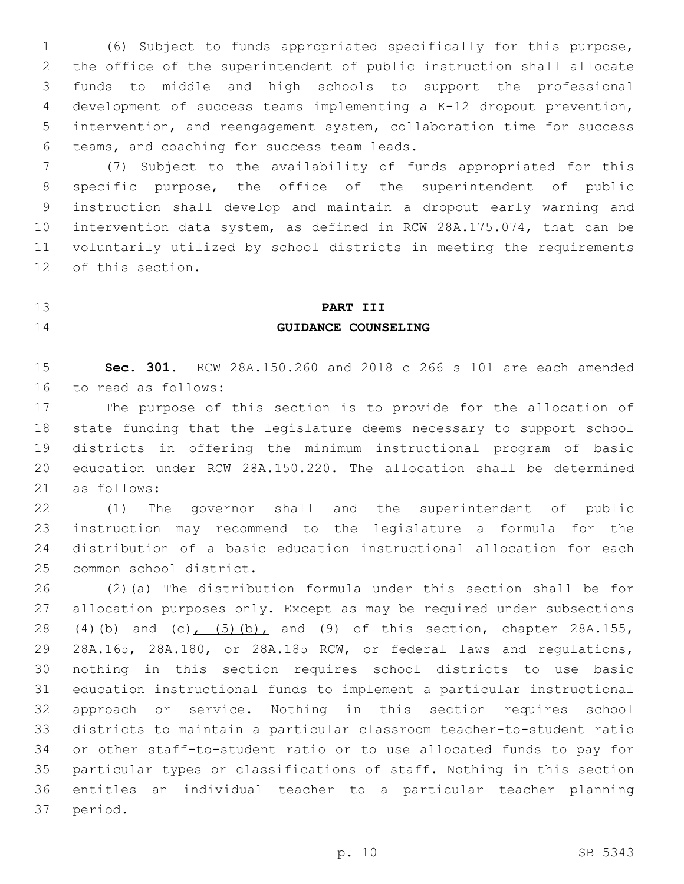(6) Subject to funds appropriated specifically for this purpose, the office of the superintendent of public instruction shall allocate funds to middle and high schools to support the professional development of success teams implementing a K-12 dropout prevention, intervention, and reengagement system, collaboration time for success teams, and coaching for success team leads.

(7) Subject to the availability of funds appropriated for this specific purpose, the office of the superintendent of public instruction shall develop and maintain a dropout early warning and intervention data system, as defined in RCW 28A.175.074, that can be voluntarily utilized by school districts in meeting the requirements of this section.

## PART III
## GUIDANCE COUNSELING

**Sec. 301.** RCW 28A.150.260 and 2018 c 266 s 101 are each amended to read as follows:

The purpose of this section is to provide for the allocation of state funding that the legislature deems necessary to support school districts in offering the minimum instructional program of basic education under RCW 28A.150.220. The allocation shall be determined as follows:

(1) The governor shall and the superintendent of public instruction may recommend to the legislature a formula for the distribution of a basic education instructional allocation for each common school district.

(2)(a) The distribution formula under this section shall be for allocation purposes only. Except as may be required under subsections (4)(b) and (c), (5)(b), and (9) of this section, chapter 28A.155, 28A.165, 28A.180, or 28A.185 RCW, or federal laws and regulations, nothing in this section requires school districts to use basic education instructional funds to implement a particular instructional approach or service. Nothing in this section requires school districts to maintain a particular classroom teacher-to-student ratio or other staff-to-student ratio or to use allocated funds to pay for particular types or classifications of staff. Nothing in this section entitles an individual teacher to a particular teacher planning period.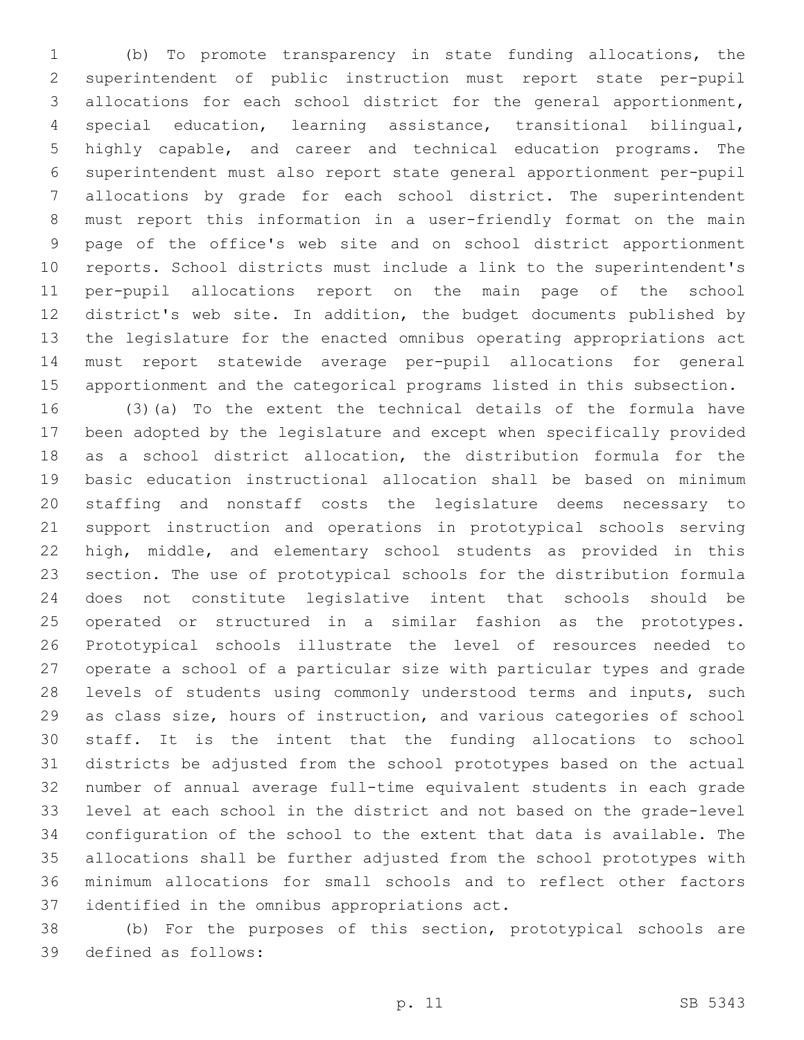(b) To promote transparency in state funding allocations, the superintendent of public instruction must report state per-pupil allocations for each school district for the general apportionment, special education, learning assistance, transitional bilingual, highly capable, and career and technical education programs. The superintendent must also report state general apportionment per-pupil allocations by grade for each school district. The superintendent must report this information in a user-friendly format on the main page of the office's web site and on school district apportionment reports. School districts must include a link to the superintendent's per-pupil allocations report on the main page of the school district's web site. In addition, the budget documents published by the legislature for the enacted omnibus operating appropriations act must report statewide average per-pupil allocations for general apportionment and the categorical programs listed in this subsection.

(3)(a) To the extent the technical details of the formula have been adopted by the legislature and except when specifically provided as a school district allocation, the distribution formula for the basic education instructional allocation shall be based on minimum staffing and nonstaff costs the legislature deems necessary to support instruction and operations in prototypical schools serving high, middle, and elementary school students as provided in this section. The use of prototypical schools for the distribution formula does not constitute legislative intent that schools should be operated or structured in a similar fashion as the prototypes. Prototypical schools illustrate the level of resources needed to operate a school of a particular size with particular types and grade levels of students using commonly understood terms and inputs, such as class size, hours of instruction, and various categories of school staff. It is the intent that the funding allocations to school districts be adjusted from the school prototypes based on the actual number of annual average full-time equivalent students in each grade level at each school in the district and not based on the grade-level configuration of the school to the extent that data is available. The allocations shall be further adjusted from the school prototypes with minimum allocations for small schools and to reflect other factors identified in the omnibus appropriations act.

(b) For the purposes of this section, prototypical schools are defined as follows: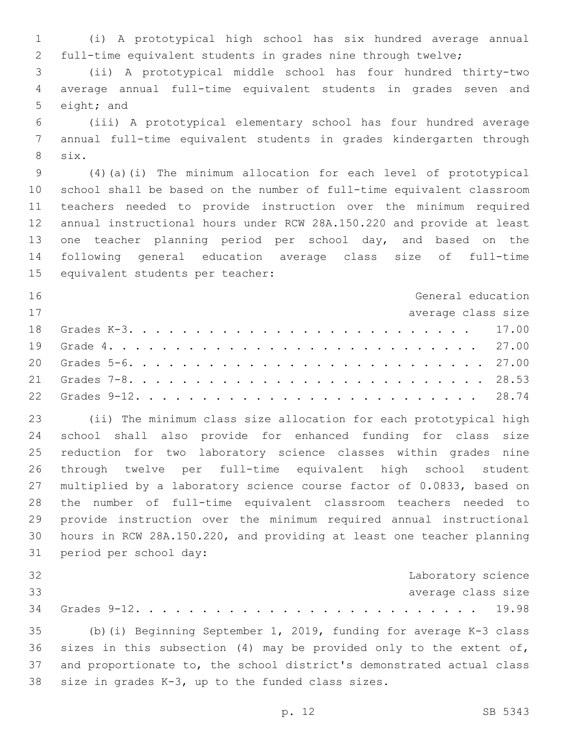(i) A prototypical high school has six hundred average annual full-time equivalent students in grades nine through twelve;

(ii) A prototypical middle school has four hundred thirty-two average annual full-time equivalent students in grades seven and eight; and

(iii) A prototypical elementary school has four hundred average annual full-time equivalent students in grades kindergarten through six.

(4)(a)(i) The minimum allocation for each level of prototypical school shall be based on the number of full-time equivalent classroom teachers needed to provide instruction over the minimum required annual instructional hours under RCW 28A.150.220 and provide at least one teacher planning period per school day, and based on the following general education average class size of full-time equivalent students per teacher:

| | General education average class size |
|---|---|
| Grades K-3 | 17.00 |
| Grade 4 | 27.00 |
| Grades 5-6 | 27.00 |
| Grades 7-8 | 28.53 |
| Grades 9-12 | 28.74 |

(ii) The minimum class size allocation for each prototypical high school shall also provide for enhanced funding for class size reduction for two laboratory science classes within grades nine through twelve per full-time equivalent high school student multiplied by a laboratory science course factor of 0.0833, based on the number of full-time equivalent classroom teachers needed to provide instruction over the minimum required annual instructional hours in RCW 28A.150.220, and providing at least one teacher planning period per school day:

| | Laboratory science average class size |
|---|---|
| Grades 9-12 | 19.98 |

(b)(i) Beginning September 1, 2019, funding for average K-3 class sizes in this subsection (4) may be provided only to the extent of, and proportionate to, the school district's demonstrated actual class size in grades K-3, up to the funded class sizes.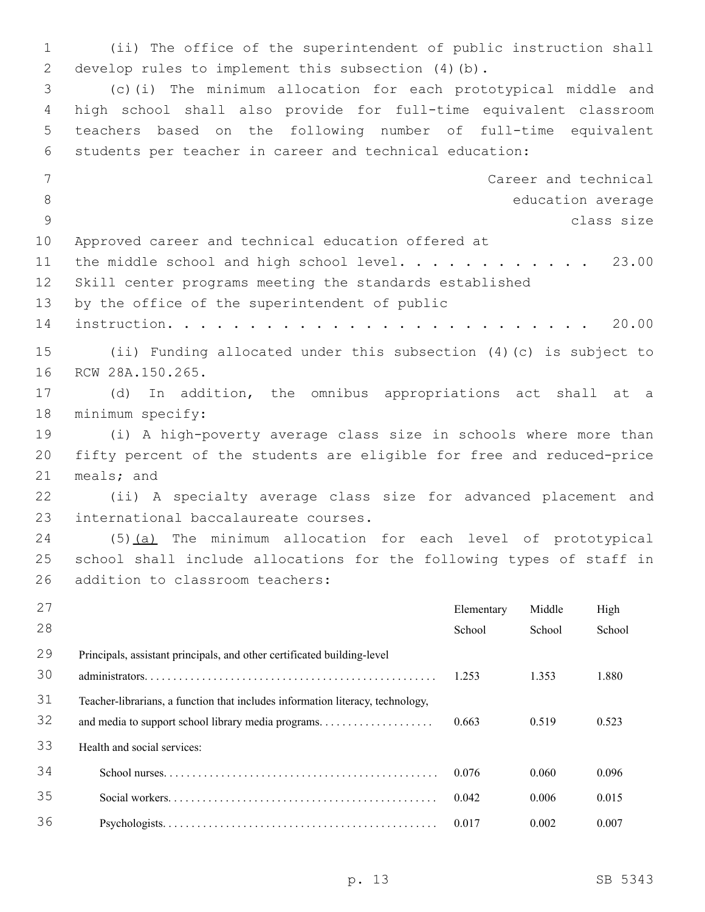(ii) The office of the superintendent of public instruction shall develop rules to implement this subsection (4)(b).

(c)(i) The minimum allocation for each prototypical middle and high school shall also provide for full-time equivalent classroom teachers based on the following number of full-time equivalent students per teacher in career and technical education:

| | Career and technical education average class size |
|---|---|
| Approved career and technical education offered at the middle school and high school level. . . . . . . . . . . . . | 23.00 |
| Skill center programs meeting the standards established by the office of the superintendent of public instruction. . . . . . . . . . . . . . . . . . . . . . . . . . . | 20.00 |

(ii) Funding allocated under this subsection (4)(c) is subject to RCW 28A.150.265.

(d) In addition, the omnibus appropriations act shall at a minimum specify:

(i) A high-poverty average class size in schools where more than fifty percent of the students are eligible for free and reduced-price meals; and

(ii) A specialty average class size for advanced placement and international baccalaureate courses.

(5)<u>(a)</u> The minimum allocation for each level of prototypical school shall include allocations for the following types of staff in addition to classroom teachers:

| | Elementary School | Middle School | High School |
|---|---|---|---|
| Principals, assistant principals, and other certificated building-level administrators. . . . . . . . . . . . . . . . . . . . . . . . . . . . . . . . . . . . . . . . . . . . . . . . . | 1.253 | 1.353 | 1.880 |
| Teacher-librarians, a function that includes information literacy, technology, and media to support school library media programs. . . . . . . . . . . . . . . . . . . | 0.663 | 0.519 | 0.523 |
| Health and social services: | | | |
| School nurses. . . . . . . . . . . . . . . . . . . . . . . . . . . . . . . . . . . . . . . . . . . . . . . | 0.076 | 0.060 | 0.096 |
| Social workers. . . . . . . . . . . . . . . . . . . . . . . . . . . . . . . . . . . . . . . . . . . . . | 0.042 | 0.006 | 0.015 |
| Psychologists. . . . . . . . . . . . . . . . . . . . . . . . . . . . . . . . . . . . . . . . . . . . . . | 0.017 | 0.002 | 0.007 |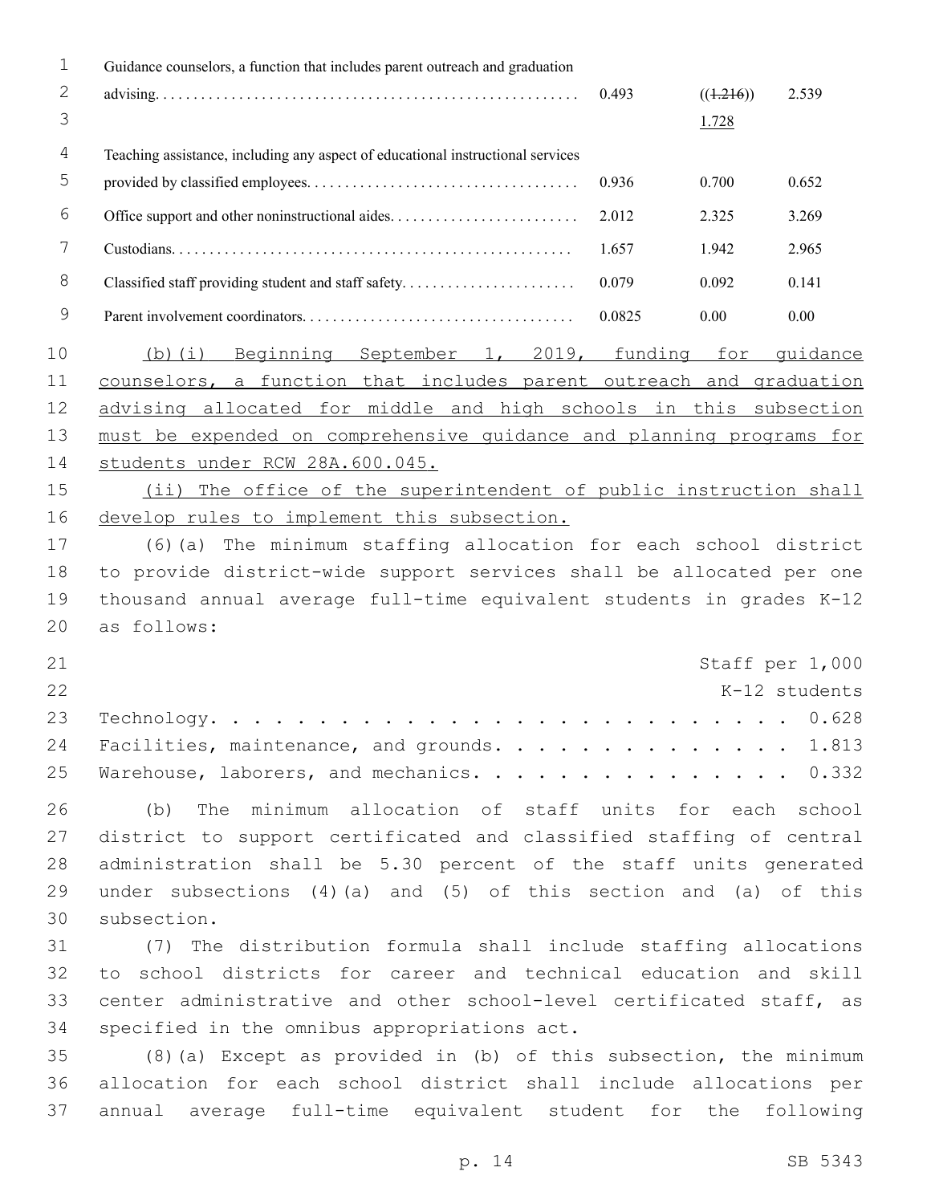| | | | |
|---|---|---|---|
| Guidance counselors, a function that includes parent outreach and graduation advising | 0.493 | ((~~1.216~~)) <u>1.728</u> | 2.539 |
| Teaching assistance, including any aspect of educational instructional services provided by classified employees | 0.936 | 0.700 | 0.652 |
| Office support and other noninstructional aides | 2.012 | 2.325 | 3.269 |
| Custodians | 1.657 | 1.942 | 2.965 |
| Classified staff providing student and staff safety | 0.079 | 0.092 | 0.141 |
| Parent involvement coordinators | 0.0825 | 0.00 | 0.00 |

<u>(b)(i) Beginning September 1, 2019, funding for guidance counselors, a function that includes parent outreach and graduation advising allocated for middle and high schools in this subsection must be expended on comprehensive guidance and planning programs for students under RCW 28A.600.045.</u>

<u>(ii) The office of the superintendent of public instruction shall develop rules to implement this subsection.</u>

(6)(a) The minimum staffing allocation for each school district to provide district-wide support services shall be allocated per one thousand annual average full-time equivalent students in grades K-12 as follows:

| | Staff per 1,000 K-12 students |
|---|---|
| Technology | 0.628 |
| Facilities, maintenance, and grounds | 1.813 |
| Warehouse, laborers, and mechanics | 0.332 |

(b) The minimum allocation of staff units for each school district to support certificated and classified staffing of central administration shall be 5.30 percent of the staff units generated under subsections (4)(a) and (5) of this section and (a) of this subsection.

(7) The distribution formula shall include staffing allocations to school districts for career and technical education and skill center administrative and other school-level certificated staff, as specified in the omnibus appropriations act.

(8)(a) Except as provided in (b) of this subsection, the minimum allocation for each school district shall include allocations per annual average full-time equivalent student for the following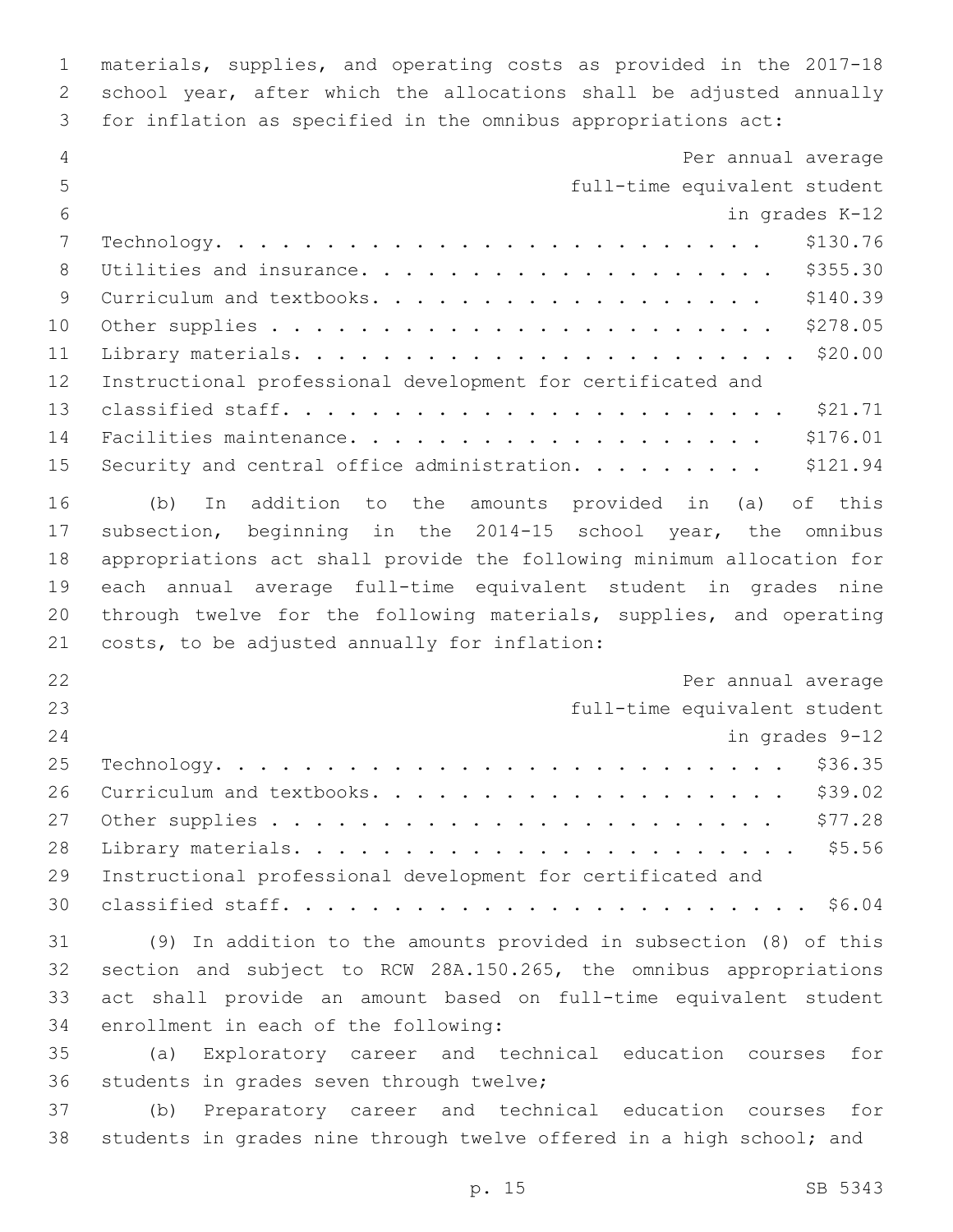materials, supplies, and operating costs as provided in the 2017-18 school year, after which the allocations shall be adjusted annually for inflation as specified in the omnibus appropriations act:

| | Per annual average full-time equivalent student in grades K-12 |
|---|---|
| Technology | $130.76 |
| Utilities and insurance | $355.30 |
| Curriculum and textbooks | $140.39 |
| Other supplies | $278.05 |
| Library materials | $20.00 |
| Instructional professional development for certificated and classified staff | $21.71 |
| Facilities maintenance | $176.01 |
| Security and central office administration | $121.94 |

(b) In addition to the amounts provided in (a) of this subsection, beginning in the 2014-15 school year, the omnibus appropriations act shall provide the following minimum allocation for each annual average full-time equivalent student in grades nine through twelve for the following materials, supplies, and operating costs, to be adjusted annually for inflation:

| | Per annual average full-time equivalent student in grades 9-12 |
|---|---|
| Technology | $36.35 |
| Curriculum and textbooks | $39.02 |
| Other supplies | $77.28 |
| Library materials | $5.56 |
| Instructional professional development for certificated and classified staff | $6.04 |

(9) In addition to the amounts provided in subsection (8) of this section and subject to RCW 28A.150.265, the omnibus appropriations act shall provide an amount based on full-time equivalent student enrollment in each of the following:

(a) Exploratory career and technical education courses for students in grades seven through twelve;

(b) Preparatory career and technical education courses for students in grades nine through twelve offered in a high school; and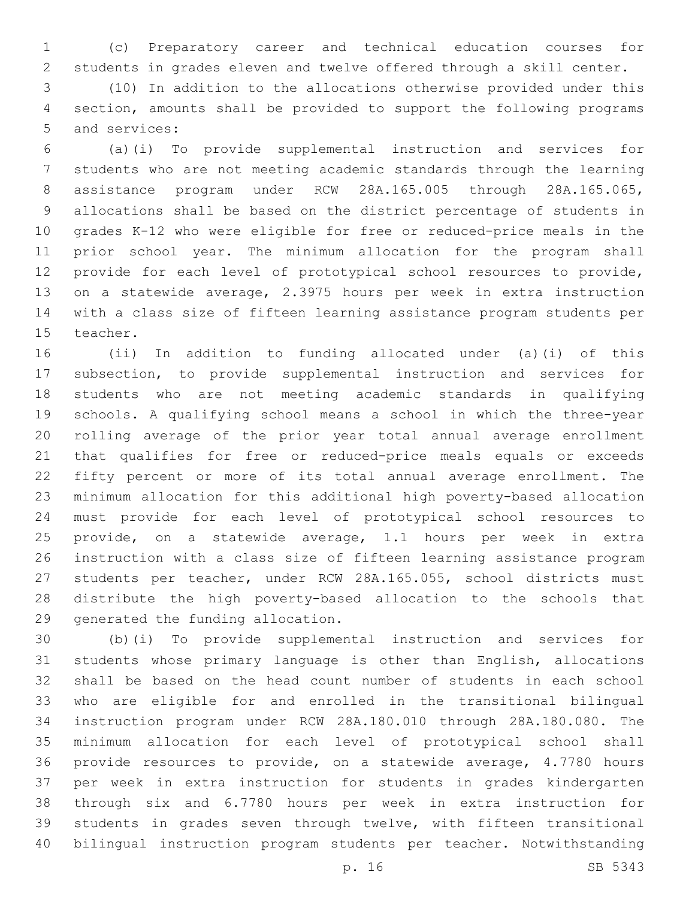(c) Preparatory career and technical education courses for students in grades eleven and twelve offered through a skill center.

(10) In addition to the allocations otherwise provided under this section, amounts shall be provided to support the following programs and services:

(a)(i) To provide supplemental instruction and services for students who are not meeting academic standards through the learning assistance program under RCW 28A.165.005 through 28A.165.065, allocations shall be based on the district percentage of students in grades K-12 who were eligible for free or reduced-price meals in the prior school year. The minimum allocation for the program shall provide for each level of prototypical school resources to provide, on a statewide average, 2.3975 hours per week in extra instruction with a class size of fifteen learning assistance program students per teacher.

(ii) In addition to funding allocated under (a)(i) of this subsection, to provide supplemental instruction and services for students who are not meeting academic standards in qualifying schools. A qualifying school means a school in which the three-year rolling average of the prior year total annual average enrollment that qualifies for free or reduced-price meals equals or exceeds fifty percent or more of its total annual average enrollment. The minimum allocation for this additional high poverty-based allocation must provide for each level of prototypical school resources to provide, on a statewide average, 1.1 hours per week in extra instruction with a class size of fifteen learning assistance program students per teacher, under RCW 28A.165.055, school districts must distribute the high poverty-based allocation to the schools that generated the funding allocation.

(b)(i) To provide supplemental instruction and services for students whose primary language is other than English, allocations shall be based on the head count number of students in each school who are eligible for and enrolled in the transitional bilingual instruction program under RCW 28A.180.010 through 28A.180.080. The minimum allocation for each level of prototypical school shall provide resources to provide, on a statewide average, 4.7780 hours per week in extra instruction for students in grades kindergarten through six and 6.7780 hours per week in extra instruction for students in grades seven through twelve, with fifteen transitional bilingual instruction program students per teacher. Notwithstanding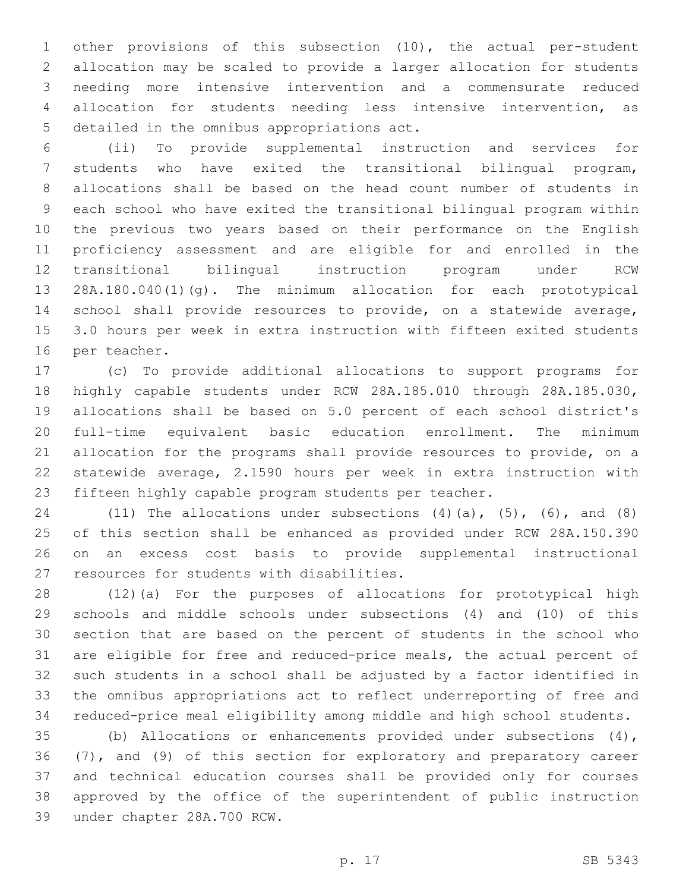other provisions of this subsection (10), the actual per-student allocation may be scaled to provide a larger allocation for students needing more intensive intervention and a commensurate reduced allocation for students needing less intensive intervention, as detailed in the omnibus appropriations act.

(ii) To provide supplemental instruction and services for students who have exited the transitional bilingual program, allocations shall be based on the head count number of students in each school who have exited the transitional bilingual program within the previous two years based on their performance on the English proficiency assessment and are eligible for and enrolled in the transitional bilingual instruction program under RCW 28A.180.040(1)(g). The minimum allocation for each prototypical school shall provide resources to provide, on a statewide average, 3.0 hours per week in extra instruction with fifteen exited students per teacher.

(c) To provide additional allocations to support programs for highly capable students under RCW 28A.185.010 through 28A.185.030, allocations shall be based on 5.0 percent of each school district's full-time equivalent basic education enrollment. The minimum allocation for the programs shall provide resources to provide, on a statewide average, 2.1590 hours per week in extra instruction with fifteen highly capable program students per teacher.

(11) The allocations under subsections (4)(a), (5), (6), and (8) of this section shall be enhanced as provided under RCW 28A.150.390 on an excess cost basis to provide supplemental instructional resources for students with disabilities.

(12)(a) For the purposes of allocations for prototypical high schools and middle schools under subsections (4) and (10) of this section that are based on the percent of students in the school who are eligible for free and reduced-price meals, the actual percent of such students in a school shall be adjusted by a factor identified in the omnibus appropriations act to reflect underreporting of free and reduced-price meal eligibility among middle and high school students.

(b) Allocations or enhancements provided under subsections (4), (7), and (9) of this section for exploratory and preparatory career and technical education courses shall be provided only for courses approved by the office of the superintendent of public instruction under chapter 28A.700 RCW.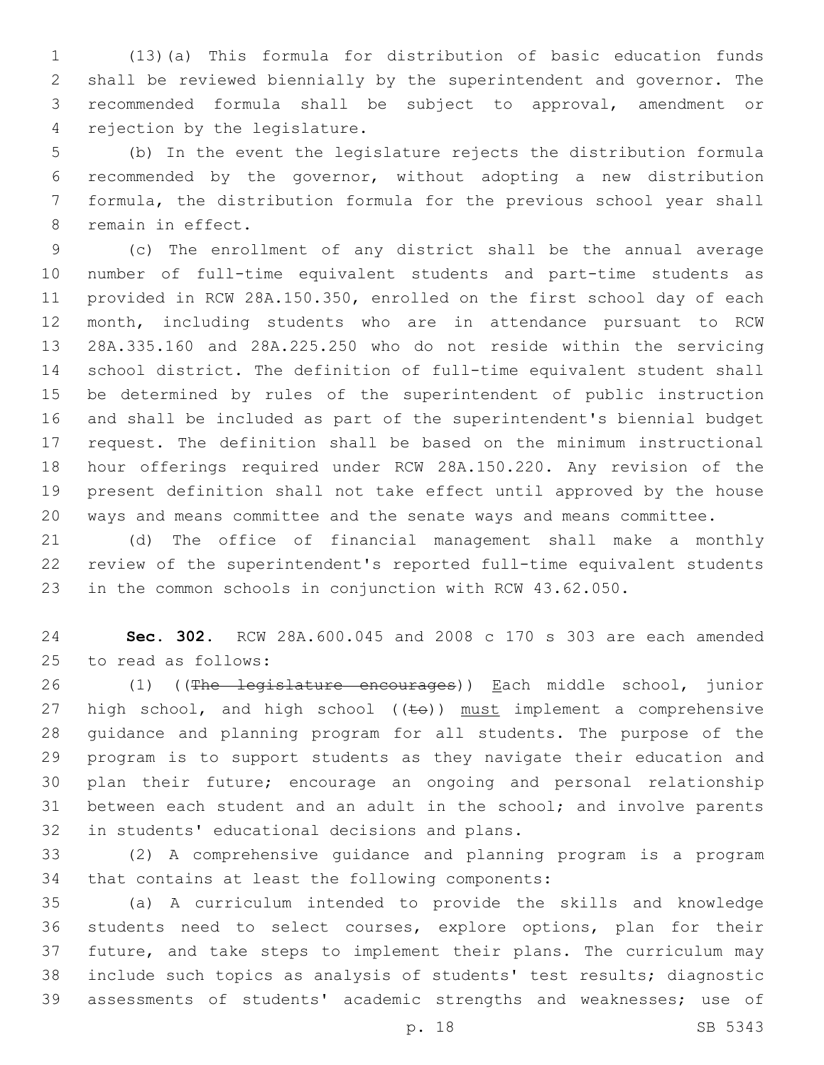(13)(a) This formula for distribution of basic education funds shall be reviewed biennially by the superintendent and governor. The recommended formula shall be subject to approval, amendment or rejection by the legislature.

(b) In the event the legislature rejects the distribution formula recommended by the governor, without adopting a new distribution formula, the distribution formula for the previous school year shall remain in effect.

(c) The enrollment of any district shall be the annual average number of full-time equivalent students and part-time students as provided in RCW 28A.150.350, enrolled on the first school day of each month, including students who are in attendance pursuant to RCW 28A.335.160 and 28A.225.250 who do not reside within the servicing school district. The definition of full-time equivalent student shall be determined by rules of the superintendent of public instruction and shall be included as part of the superintendent's biennial budget request. The definition shall be based on the minimum instructional hour offerings required under RCW 28A.150.220. Any revision of the present definition shall not take effect until approved by the house ways and means committee and the senate ways and means committee.

(d) The office of financial management shall make a monthly review of the superintendent's reported full-time equivalent students in the common schools in conjunction with RCW 43.62.050.

**Sec. 302.** RCW 28A.600.045 and 2008 c 170 s 303 are each amended to read as follows:

(1) ((~~The legislature encourages~~)) <u>E</u>ach middle school, junior high school, and high school ((~~to~~)) <u>must</u> implement a comprehensive guidance and planning program for all students. The purpose of the program is to support students as they navigate their education and plan their future; encourage an ongoing and personal relationship between each student and an adult in the school; and involve parents in students' educational decisions and plans.

(2) A comprehensive guidance and planning program is a program that contains at least the following components:

(a) A curriculum intended to provide the skills and knowledge students need to select courses, explore options, plan for their future, and take steps to implement their plans. The curriculum may include such topics as analysis of students' test results; diagnostic assessments of students' academic strengths and weaknesses; use of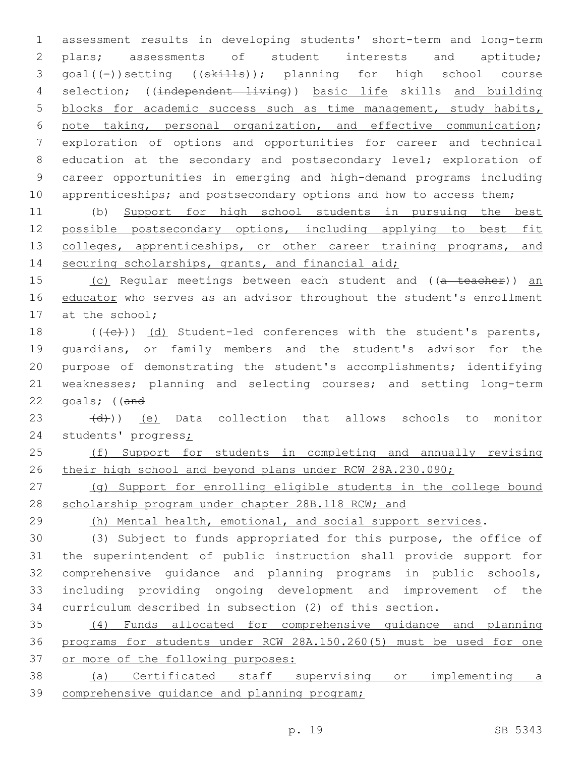assessment results in developing students' short-term and long-term plans; assessments of student interests and aptitude; goal((-))setting ((~~skills~~)); planning for high school course selection; ((~~independent living~~)) basic life skills and building blocks for academic success such as time management, study habits, note taking, personal organization, and effective communication; exploration of options and opportunities for career and technical education at the secondary and postsecondary level; exploration of career opportunities in emerging and high-demand programs including apprenticeships; and postsecondary options and how to access them;

(b) Support for high school students in pursuing the best possible postsecondary options, including applying to best fit colleges, apprenticeships, or other career training programs, and securing scholarships, grants, and financial aid;

(c) Regular meetings between each student and ((~~a teacher~~)) an educator who serves as an advisor throughout the student's enrollment at the school;

((~~(c)~~)) (d) Student-led conferences with the student's parents, guardians, or family members and the student's advisor for the purpose of demonstrating the student's accomplishments; identifying weaknesses; planning and selecting courses; and setting long-term goals; ((~~and~~

~~(d)~~)) (e) Data collection that allows schools to monitor students' progress;

(f) Support for students in completing and annually revising their high school and beyond plans under RCW 28A.230.090;

(g) Support for enrolling eligible students in the college bound scholarship program under chapter 28B.118 RCW; and

(h) Mental health, emotional, and social support services.

(3) Subject to funds appropriated for this purpose, the office of the superintendent of public instruction shall provide support for comprehensive guidance and planning programs in public schools, including providing ongoing development and improvement of the curriculum described in subsection (2) of this section.

(4) Funds allocated for comprehensive guidance and planning programs for students under RCW 28A.150.260(5) must be used for one or more of the following purposes:

(a) Certificated staff supervising or implementing a comprehensive guidance and planning program;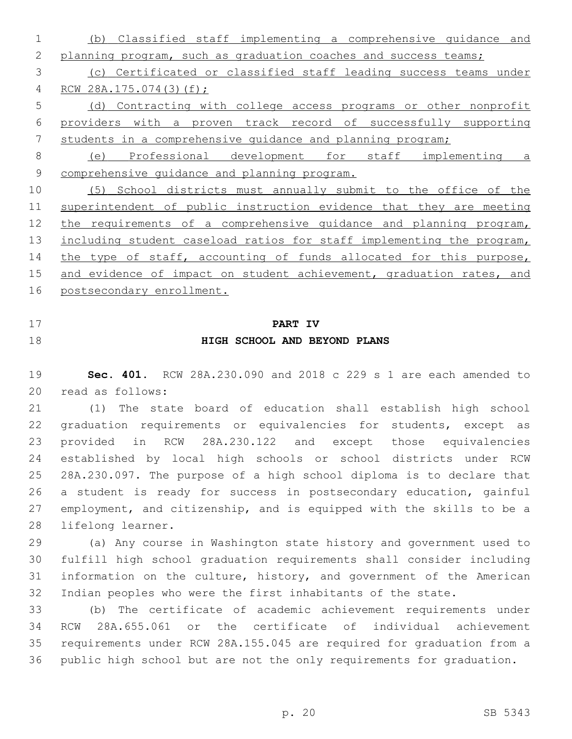(b) Classified staff implementing a comprehensive guidance and planning program, such as graduation coaches and success teams;

(c) Certificated or classified staff leading success teams under RCW 28A.175.074(3)(f);

(d) Contracting with college access programs or other nonprofit providers with a proven track record of successfully supporting students in a comprehensive guidance and planning program;

(e) Professional development for staff implementing a comprehensive guidance and planning program.

(5) School districts must annually submit to the office of the superintendent of public instruction evidence that they are meeting the requirements of a comprehensive guidance and planning program, including student caseload ratios for staff implementing the program, the type of staff, accounting of funds allocated for this purpose, and evidence of impact on student achievement, graduation rates, and postsecondary enrollment.

## PART IV
## HIGH SCHOOL AND BEYOND PLANS

**Sec. 401.** RCW 28A.230.090 and 2018 c 229 s 1 are each amended to read as follows:

(1) The state board of education shall establish high school graduation requirements or equivalencies for students, except as provided in RCW 28A.230.122 and except those equivalencies established by local high schools or school districts under RCW 28A.230.097. The purpose of a high school diploma is to declare that a student is ready for success in postsecondary education, gainful employment, and citizenship, and is equipped with the skills to be a lifelong learner.

(a) Any course in Washington state history and government used to fulfill high school graduation requirements shall consider including information on the culture, history, and government of the American Indian peoples who were the first inhabitants of the state.

(b) The certificate of academic achievement requirements under RCW 28A.655.061 or the certificate of individual achievement requirements under RCW 28A.155.045 are required for graduation from a public high school but are not the only requirements for graduation.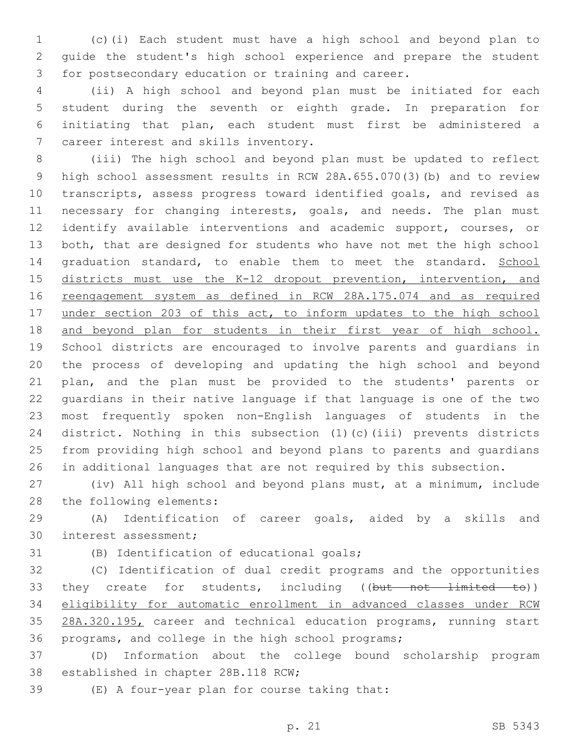(c)(i) Each student must have a high school and beyond plan to guide the student's high school experience and prepare the student for postsecondary education or training and career.

(ii) A high school and beyond plan must be initiated for each student during the seventh or eighth grade. In preparation for initiating that plan, each student must first be administered a career interest and skills inventory.

(iii) The high school and beyond plan must be updated to reflect high school assessment results in RCW 28A.655.070(3)(b) and to review transcripts, assess progress toward identified goals, and revised as necessary for changing interests, goals, and needs. The plan must identify available interventions and academic support, courses, or both, that are designed for students who have not met the high school graduation standard, to enable them to meet the standard. <u>School districts must use the K-12 dropout prevention, intervention, and reengagement system as defined in RCW 28A.175.074 and as required under section 203 of this act, to inform updates to the high school and beyond plan for students in their first year of high school.</u> School districts are encouraged to involve parents and guardians in the process of developing and updating the high school and beyond plan, and the plan must be provided to the students' parents or guardians in their native language if that language is one of the two most frequently spoken non-English languages of students in the district. Nothing in this subsection (1)(c)(iii) prevents districts from providing high school and beyond plans to parents and guardians in additional languages that are not required by this subsection.

(iv) All high school and beyond plans must, at a minimum, include the following elements:

(A) Identification of career goals, aided by a skills and interest assessment;

(B) Identification of educational goals;

(C) Identification of dual credit programs and the opportunities they create for students, including ((~~but not limited to~~)) <u>eligibility for automatic enrollment in advanced classes under RCW 28A.320.195,</u> career and technical education programs, running start programs, and college in the high school programs;

(D) Information about the college bound scholarship program established in chapter 28B.118 RCW;

(E) A four-year plan for course taking that: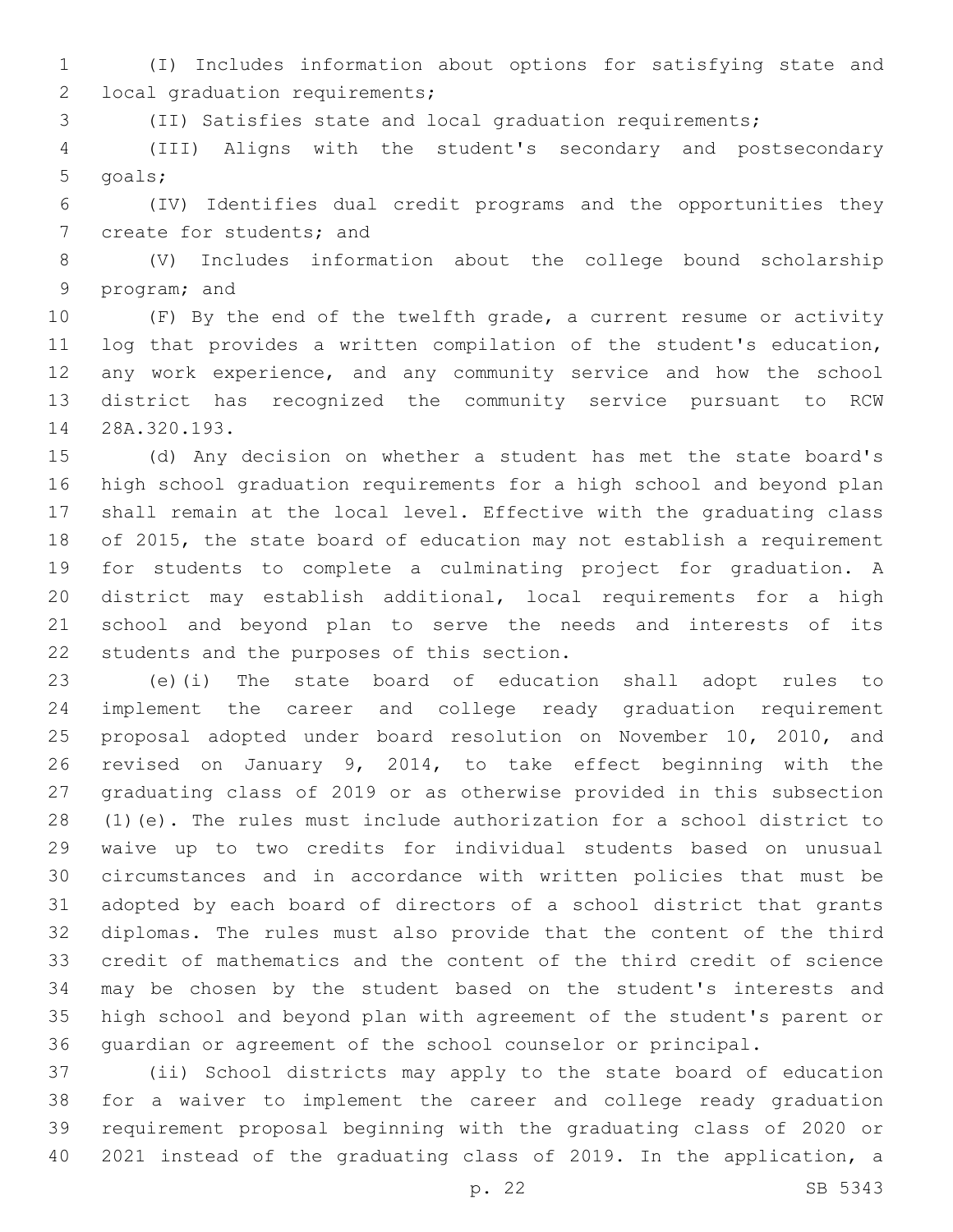(I) Includes information about options for satisfying state and local graduation requirements;

(II) Satisfies state and local graduation requirements;

(III) Aligns with the student's secondary and postsecondary goals;

(IV) Identifies dual credit programs and the opportunities they create for students; and

(V) Includes information about the college bound scholarship program; and

(F) By the end of the twelfth grade, a current resume or activity log that provides a written compilation of the student's education, any work experience, and any community service and how the school district has recognized the community service pursuant to RCW 28A.320.193.

(d) Any decision on whether a student has met the state board's high school graduation requirements for a high school and beyond plan shall remain at the local level. Effective with the graduating class of 2015, the state board of education may not establish a requirement for students to complete a culminating project for graduation. A district may establish additional, local requirements for a high school and beyond plan to serve the needs and interests of its students and the purposes of this section.

(e)(i) The state board of education shall adopt rules to implement the career and college ready graduation requirement proposal adopted under board resolution on November 10, 2010, and revised on January 9, 2014, to take effect beginning with the graduating class of 2019 or as otherwise provided in this subsection (1)(e). The rules must include authorization for a school district to waive up to two credits for individual students based on unusual circumstances and in accordance with written policies that must be adopted by each board of directors of a school district that grants diplomas. The rules must also provide that the content of the third credit of mathematics and the content of the third credit of science may be chosen by the student based on the student's interests and high school and beyond plan with agreement of the student's parent or guardian or agreement of the school counselor or principal.

(ii) School districts may apply to the state board of education for a waiver to implement the career and college ready graduation requirement proposal beginning with the graduating class of 2020 or 2021 instead of the graduating class of 2019. In the application, a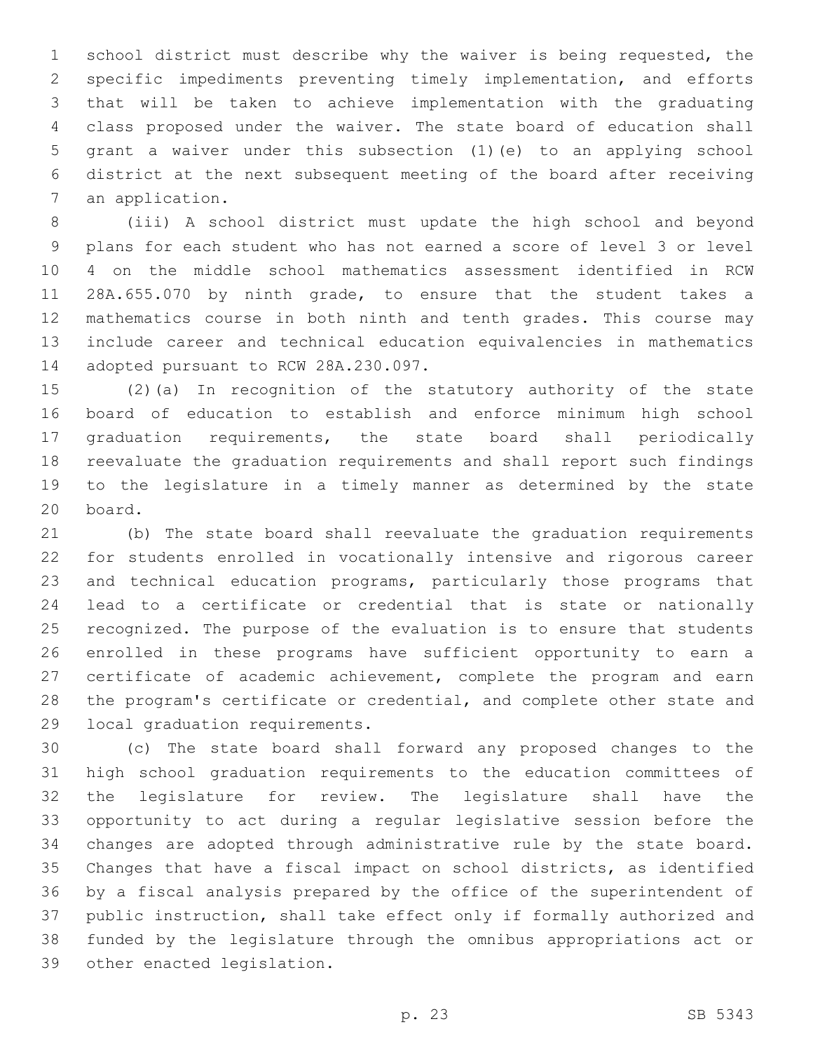school district must describe why the waiver is being requested, the specific impediments preventing timely implementation, and efforts that will be taken to achieve implementation with the graduating class proposed under the waiver. The state board of education shall grant a waiver under this subsection (1)(e) to an applying school district at the next subsequent meeting of the board after receiving an application.

(iii) A school district must update the high school and beyond plans for each student who has not earned a score of level 3 or level 4 on the middle school mathematics assessment identified in RCW 28A.655.070 by ninth grade, to ensure that the student takes a mathematics course in both ninth and tenth grades. This course may include career and technical education equivalencies in mathematics adopted pursuant to RCW 28A.230.097.

(2)(a) In recognition of the statutory authority of the state board of education to establish and enforce minimum high school graduation requirements, the state board shall periodically reevaluate the graduation requirements and shall report such findings to the legislature in a timely manner as determined by the state board.

(b) The state board shall reevaluate the graduation requirements for students enrolled in vocationally intensive and rigorous career and technical education programs, particularly those programs that lead to a certificate or credential that is state or nationally recognized. The purpose of the evaluation is to ensure that students enrolled in these programs have sufficient opportunity to earn a certificate of academic achievement, complete the program and earn the program's certificate or credential, and complete other state and local graduation requirements.

(c) The state board shall forward any proposed changes to the high school graduation requirements to the education committees of the legislature for review. The legislature shall have the opportunity to act during a regular legislative session before the changes are adopted through administrative rule by the state board. Changes that have a fiscal impact on school districts, as identified by a fiscal analysis prepared by the office of the superintendent of public instruction, shall take effect only if formally authorized and funded by the legislature through the omnibus appropriations act or other enacted legislation.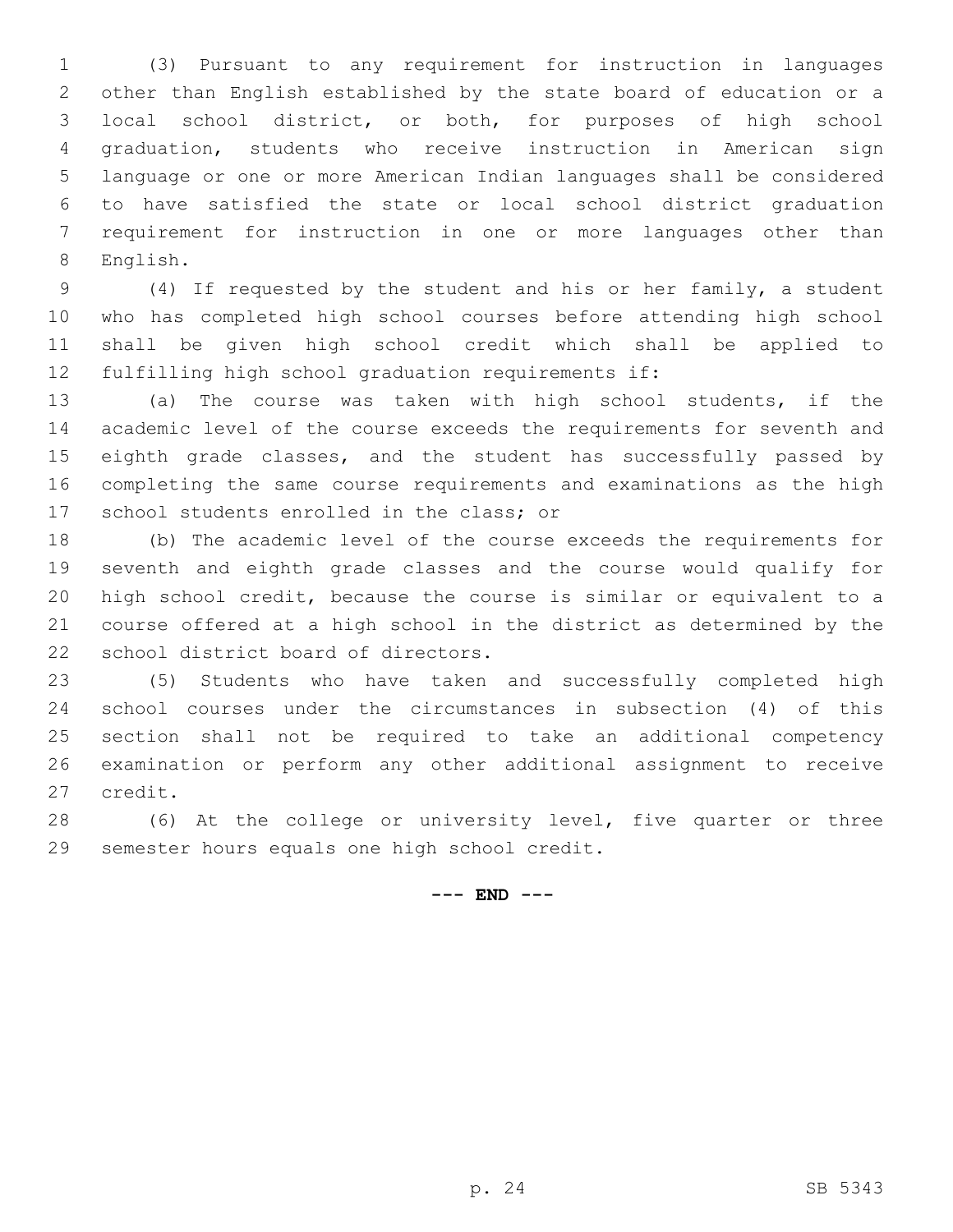(3) Pursuant to any requirement for instruction in languages other than English established by the state board of education or a local school district, or both, for purposes of high school graduation, students who receive instruction in American sign language or one or more American Indian languages shall be considered to have satisfied the state or local school district graduation requirement for instruction in one or more languages other than English.

(4) If requested by the student and his or her family, a student who has completed high school courses before attending high school shall be given high school credit which shall be applied to fulfilling high school graduation requirements if:

(a) The course was taken with high school students, if the academic level of the course exceeds the requirements for seventh and eighth grade classes, and the student has successfully passed by completing the same course requirements and examinations as the high school students enrolled in the class; or

(b) The academic level of the course exceeds the requirements for seventh and eighth grade classes and the course would qualify for high school credit, because the course is similar or equivalent to a course offered at a high school in the district as determined by the school district board of directors.

(5) Students who have taken and successfully completed high school courses under the circumstances in subsection (4) of this section shall not be required to take an additional competency examination or perform any other additional assignment to receive credit.

(6) At the college or university level, five quarter or three semester hours equals one high school credit.

**--- END ---**